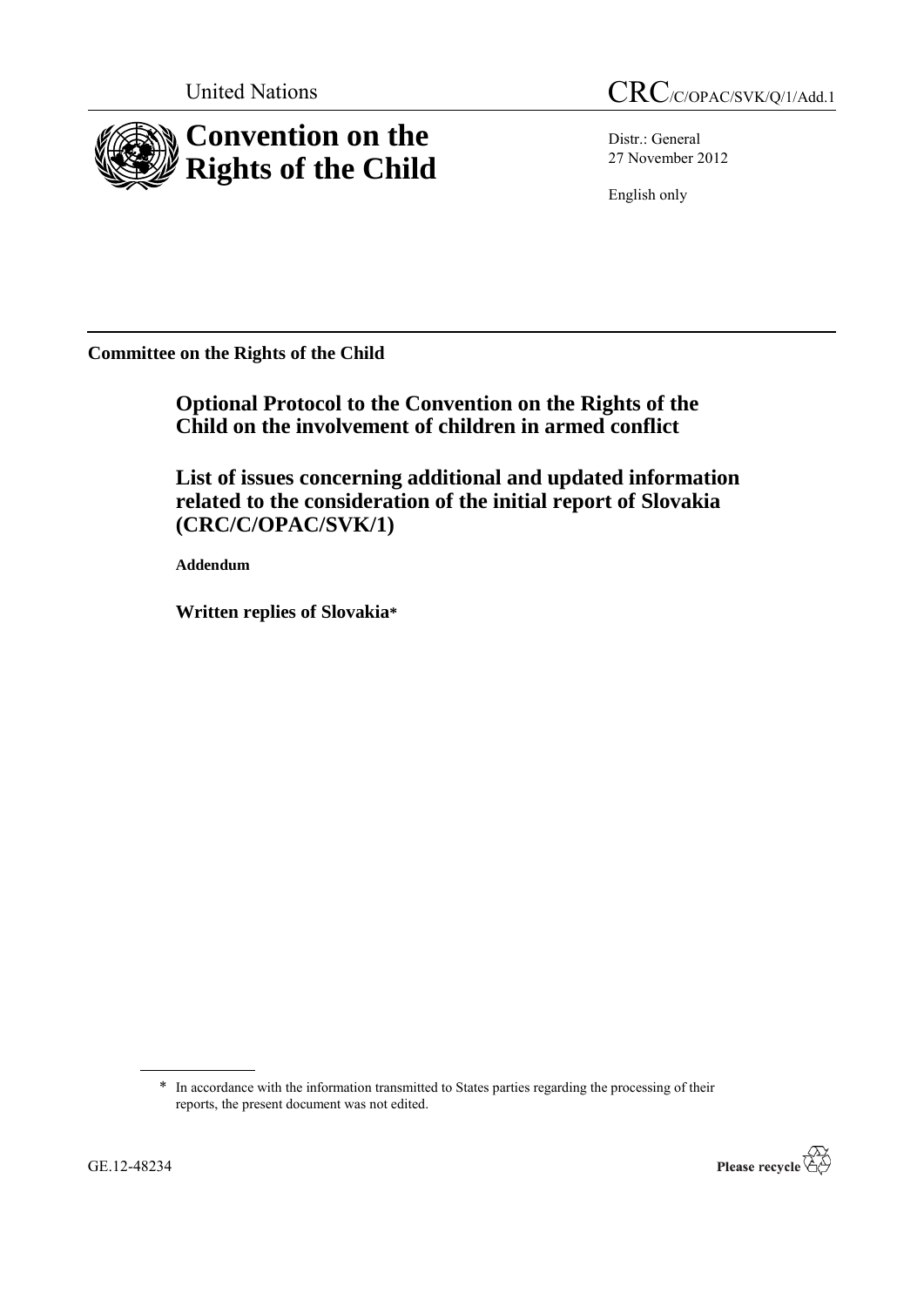United Nations

CRC/C/OPAC/SVK/Q/1/Add.1

# Convention on the Rights of the Child

Distr.: General
27 November 2012

English only

**Committee on the Rights of the Child**

## Optional Protocol to the Convention on the Rights of the Child on the involvement of children in armed conflict

## List of issues concerning additional and updated information related to the consideration of the initial report of Slovakia (CRC/C/OPAC/SVK/1)

**Addendum**

**Written replies of Slovakia***

\* In accordance with the information transmitted to States parties regarding the processing of their reports, the present document was not edited.

GE.12-48234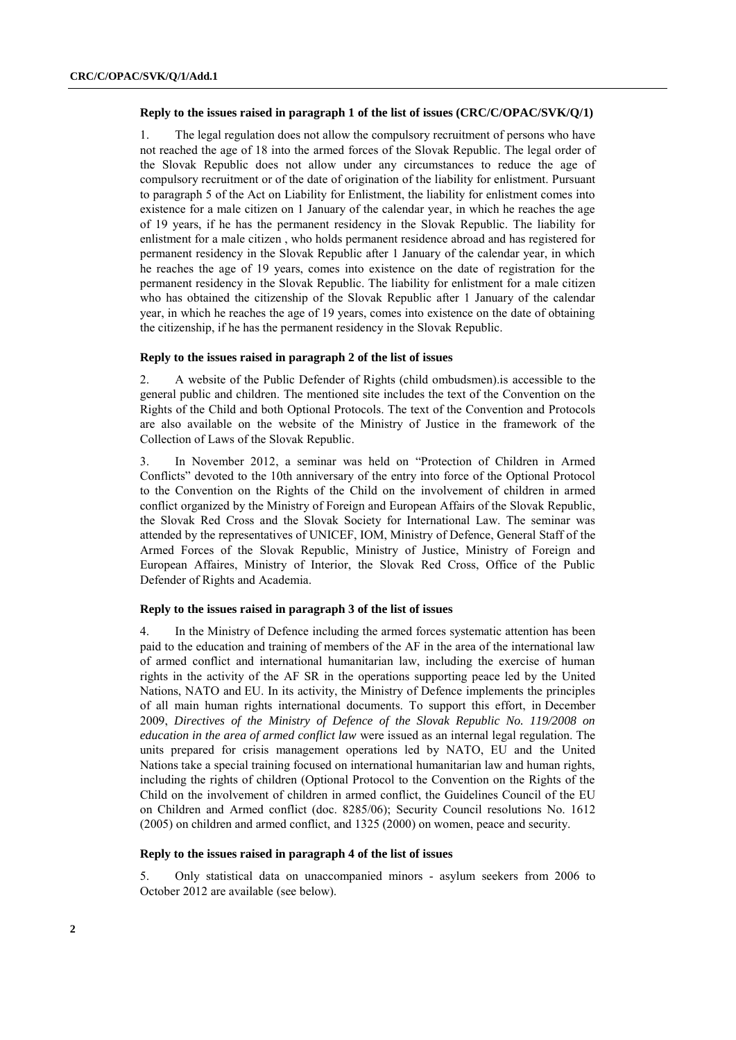### Reply to the issues raised in paragraph 1 of the list of issues (CRC/C/OPAC/SVK/Q/1)

1. The legal regulation does not allow the compulsory recruitment of persons who have not reached the age of 18 into the armed forces of the Slovak Republic. The legal order of the Slovak Republic does not allow under any circumstances to reduce the age of compulsory recruitment or of the date of origination of the liability for enlistment. Pursuant to paragraph 5 of the Act on Liability for Enlistment, the liability for enlistment comes into existence for a male citizen on 1 January of the calendar year, in which he reaches the age of 19 years, if he has the permanent residency in the Slovak Republic. The liability for enlistment for a male citizen , who holds permanent residence abroad and has registered for permanent residency in the Slovak Republic after 1 January of the calendar year, in which he reaches the age of 19 years, comes into existence on the date of registration for the permanent residency in the Slovak Republic. The liability for enlistment for a male citizen who has obtained the citizenship of the Slovak Republic after 1 January of the calendar year, in which he reaches the age of 19 years, comes into existence on the date of obtaining the citizenship, if he has the permanent residency in the Slovak Republic.

### Reply to the issues raised in paragraph 2 of the list of issues

2. A website of the Public Defender of Rights (child ombudsmen).is accessible to the general public and children. The mentioned site includes the text of the Convention on the Rights of the Child and both Optional Protocols. The text of the Convention and Protocols are also available on the website of the Ministry of Justice in the framework of the Collection of Laws of the Slovak Republic.

3. In November 2012, a seminar was held on "Protection of Children in Armed Conflicts" devoted to the 10th anniversary of the entry into force of the Optional Protocol to the Convention on the Rights of the Child on the involvement of children in armed conflict organized by the Ministry of Foreign and European Affairs of the Slovak Republic, the Slovak Red Cross and the Slovak Society for International Law. The seminar was attended by the representatives of UNICEF, IOM, Ministry of Defence, General Staff of the Armed Forces of the Slovak Republic, Ministry of Justice, Ministry of Foreign and European Affaires, Ministry of Interior, the Slovak Red Cross, Office of the Public Defender of Rights and Academia.

### Reply to the issues raised in paragraph 3 of the list of issues

4. In the Ministry of Defence including the armed forces systematic attention has been paid to the education and training of members of the AF in the area of the international law of armed conflict and international humanitarian law, including the exercise of human rights in the activity of the AF SR in the operations supporting peace led by the United Nations, NATO and EU. In its activity, the Ministry of Defence implements the principles of all main human rights international documents. To support this effort, in December 2009, *Directives of the Ministry of Defence of the Slovak Republic No. 119/2008 on education in the area of armed conflict law* were issued as an internal legal regulation. The units prepared for crisis management operations led by NATO, EU and the United Nations take a special training focused on international humanitarian law and human rights, including the rights of children (Optional Protocol to the Convention on the Rights of the Child on the involvement of children in armed conflict, the Guidelines Council of the EU on Children and Armed conflict (doc. 8285/06); Security Council resolutions No. 1612 (2005) on children and armed conflict, and 1325 (2000) on women, peace and security.

### Reply to the issues raised in paragraph 4 of the list of issues

5. Only statistical data on unaccompanied minors - asylum seekers from 2006 to October 2012 are available (see below).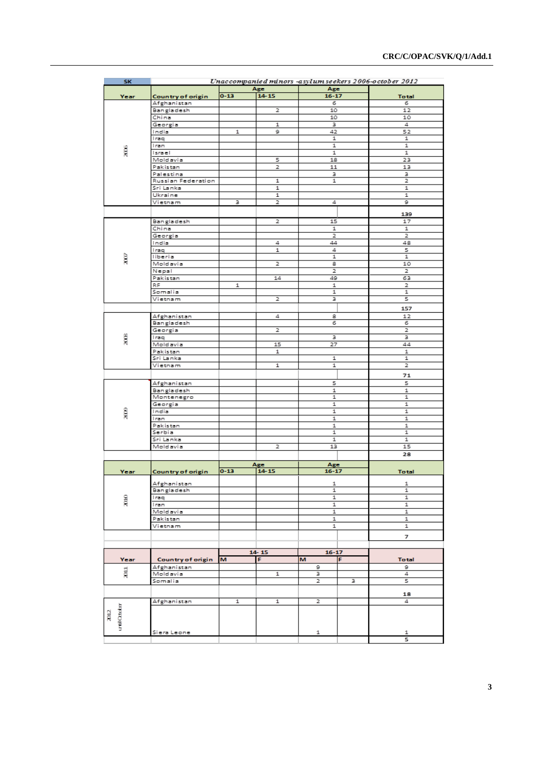| SK | *Unaccompanied minors -asylum seekers 2006-october 2012* | | | | |
|---|---|---|---|---|---|
| | | Age | | Age | |
| Year | Country of origin | 0-13 | 14-15 | 16-17 | Total |
| 2006 | Afghanistan | | | 6 | 6 |
| | Bangladesh | | 2 | 10 | 12 |
| | China | | | 10 | 10 |
| | Georgia | | 1 | 3 | 4 |
| | India | 1 | 9 | 42 | 52 |
| | Iraq | | | 1 | 1 |
| | Iran | | | 1 | 1 |
| | Israel | | | 1 | 1 |
| | Moldavia | | 5 | 18 | 23 |
| | Pakistan | | 2 | 11 | 13 |
| | Palestina | | | 3 | 3 |
| | Russian Federation | | 1 | 1 | 2 |
| | Sri Lanka | | 1 | | 1 |
| | Ukraine | | 1 | | 1 |
| | Vietnam | 3 | 2 | 4 | 9 |
| | | | | | 139 |
| 2007 | Bangladesh | | 2 | 15 | 17 |
| | China | | | 1 | 1 |
| | Georgia | | | 2 | 2 |
| | India | | 4 | 44 | 48 |
| | Iraq | | 1 | 4 | 5 |
| | liberia | | | 1 | 1 |
| | Moldavia | | 2 | 8 | 10 |
| | Nepal | | | 2 | 2 |
| | Pakistan | | 14 | 49 | 63 |
| | RF | 1 | | 1 | 2 |
| | Somalia | | | 1 | 1 |
| | Vietnam | | 2 | 3 | 5 |
| | | | | | 157 |
| 2008 | Afghanistan | | 4 | 8 | 12 |
| | Bangladesh | | | 6 | 6 |
| | Georgia | | 2 | | 2 |
| | Iraq | | | 3 | 3 |
| | Moldavia | | 15 | 27 | 44 |
| | Pakistan | | 1 | | 1 |
| | Sri Lanka | | | 1 | 1 |
| | Vietnam | | 1 | 1 | 2 |
| | | | | | 71 |
| 2009 | Afghanistan | | | 5 | 5 |
| | Bangladesh | | | 1 | 1 |
| | Montenegro | | | 1 | 1 |
| | Georgia | | | 1 | 1 |
| | India | | | 1 | 1 |
| | Iran | | | 1 | 1 |
| | Pakistan | | | 1 | 1 |
| | Serbia | | | 1 | 1 |
| | Sri Lanka | | | 1 | 1 |
| | Moldavia | | 2 | 13 | 15 |
| | | | | | 28 |

| | | Age | | Age | |
|---|---|---|---|---|---|
| Year | Country of origin | 0-13 | 14-15 | 16-17 | Total |
| 2010 | Afghanistan | | | 1 | 1 |
| | Bangladesh | | | 1 | 1 |
| | Iraq | | | 1 | 1 |
| | Iran | | | 1 | 1 |
| | Moldavia | | | 1 | 1 |
| | Pakistan | | | 1 | 1 |
| | Vietnam | | | 1 | 1 |
| | | | | | 7 |

| | | 14-15 | | 16-17 | | |
|---|---|---|---|---|---|---|
| Year | Country of origin | M | F | M | F | Total |
| 2011 | Afghanistan | | | 9 | | 9 |
| | Moldavia | | 1 | 3 | | 4 |
| | Somalia | | | 2 | 3 | 5 |
| | | | | | | 18 |
| 2012 until October | Afghanistan | 1 | 1 | 2 | | 4 |
| | Siera Leone | | | 1 | | 1 |
| | | | | | | 5 |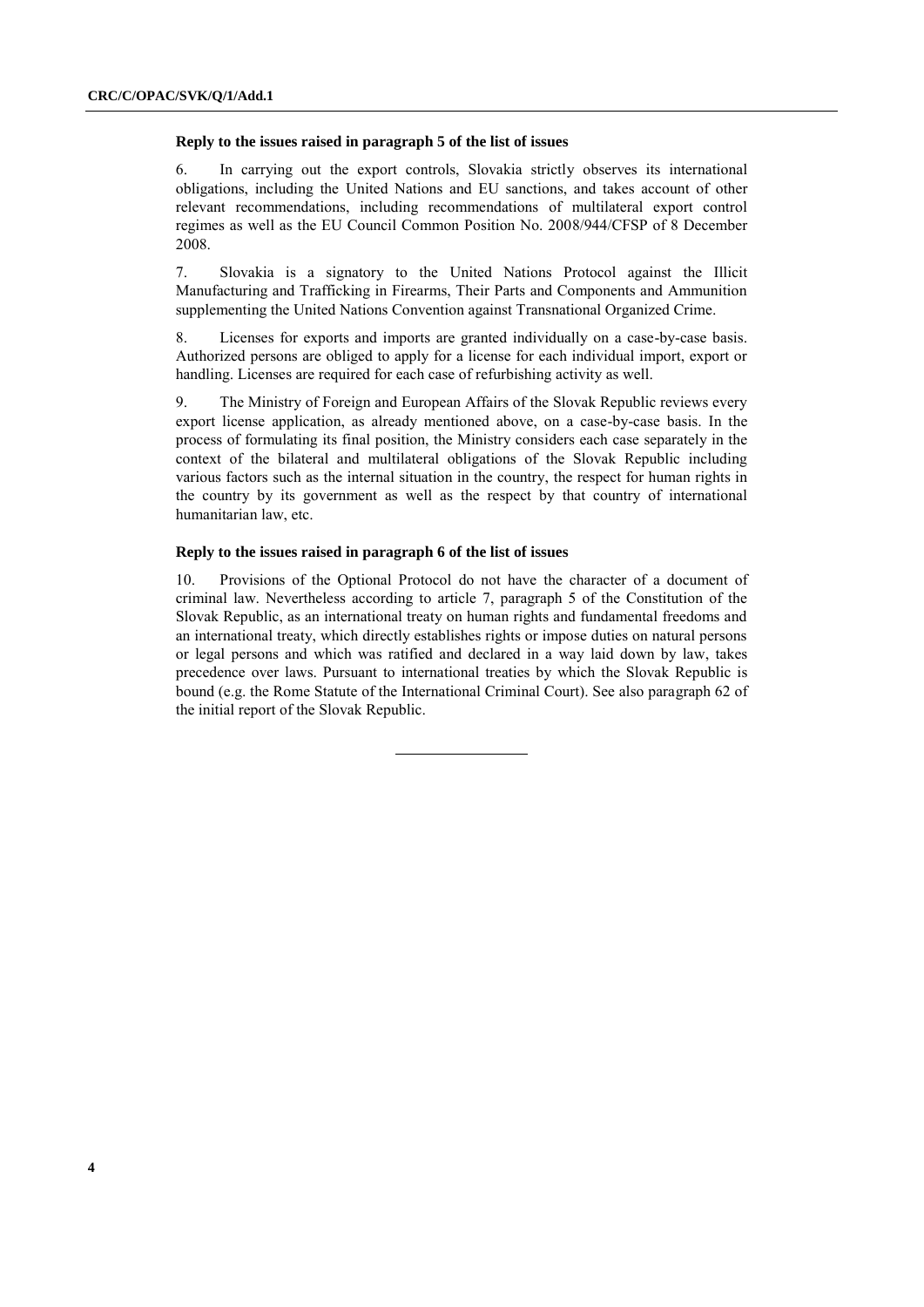### Reply to the issues raised in paragraph 5 of the list of issues

6. In carrying out the export controls, Slovakia strictly observes its international obligations, including the United Nations and EU sanctions, and takes account of other relevant recommendations, including recommendations of multilateral export control regimes as well as the EU Council Common Position No. 2008/944/CFSP of 8 December 2008.

7. Slovakia is a signatory to the United Nations Protocol against the Illicit Manufacturing and Trafficking in Firearms, Their Parts and Components and Ammunition supplementing the United Nations Convention against Transnational Organized Crime.

8. Licenses for exports and imports are granted individually on a case-by-case basis. Authorized persons are obliged to apply for a license for each individual import, export or handling. Licenses are required for each case of refurbishing activity as well.

9. The Ministry of Foreign and European Affairs of the Slovak Republic reviews every export license application, as already mentioned above, on a case-by-case basis. In the process of formulating its final position, the Ministry considers each case separately in the context of the bilateral and multilateral obligations of the Slovak Republic including various factors such as the internal situation in the country, the respect for human rights in the country by its government as well as the respect by that country of international humanitarian law, etc.

### Reply to the issues raised in paragraph 6 of the list of issues

10. Provisions of the Optional Protocol do not have the character of a document of criminal law. Nevertheless according to article 7, paragraph 5 of the Constitution of the Slovak Republic, as an international treaty on human rights and fundamental freedoms and an international treaty, which directly establishes rights or impose duties on natural persons or legal persons and which was ratified and declared in a way laid down by law, takes precedence over laws. Pursuant to international treaties by which the Slovak Republic is bound (e.g. the Rome Statute of the International Criminal Court). See also paragraph 62 of the initial report of the Slovak Republic.